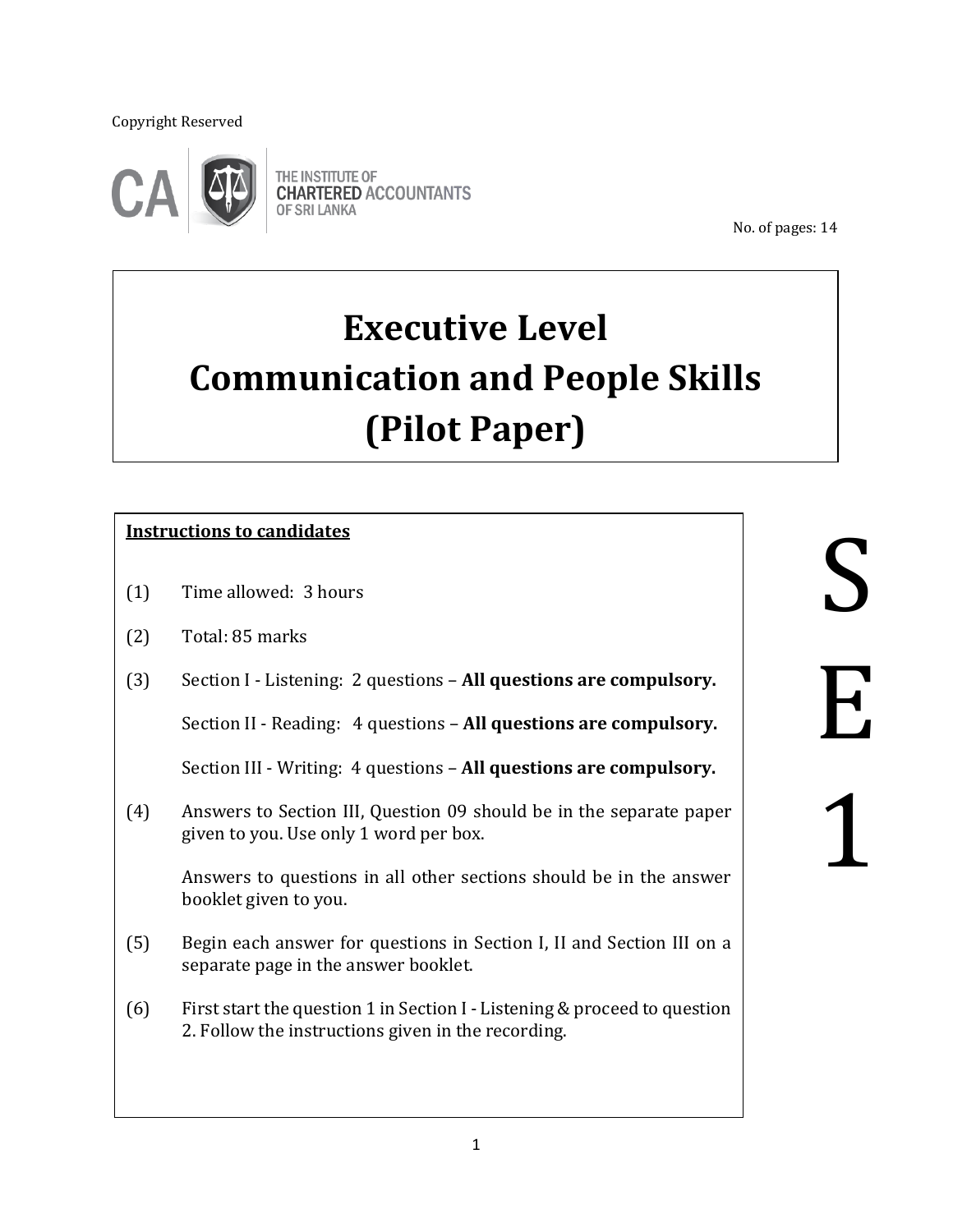Copyright Reserved

THE INSTITUTE OF CHARTERED ACCOUNTANTS OF SRI LANKA

No. of pages: 14

# Executive Level
# Communication and People Skills
# (Pilot Paper)

**<u>Instructions to candidates</u>**

(1) Time allowed: 3 hours

(2) Total: 85 marks

(3) Section I - Listening: 2 questions – **All questions are compulsory.**

Section II - Reading: 4 questions – **All questions are compulsory.**

Section III - Writing: 4 questions – **All questions are compulsory.**

(4) Answers to Section III, Question 09 should be in the separate paper given to you. Use only 1 word per box.

Answers to questions in all other sections should be in the answer booklet given to you.

(5) Begin each answer for questions in Section I, II and Section III on a separate page in the answer booklet.

(6) First start the question 1 in Section I - Listening & proceed to question 2. Follow the instructions given in the recording.

S
E
1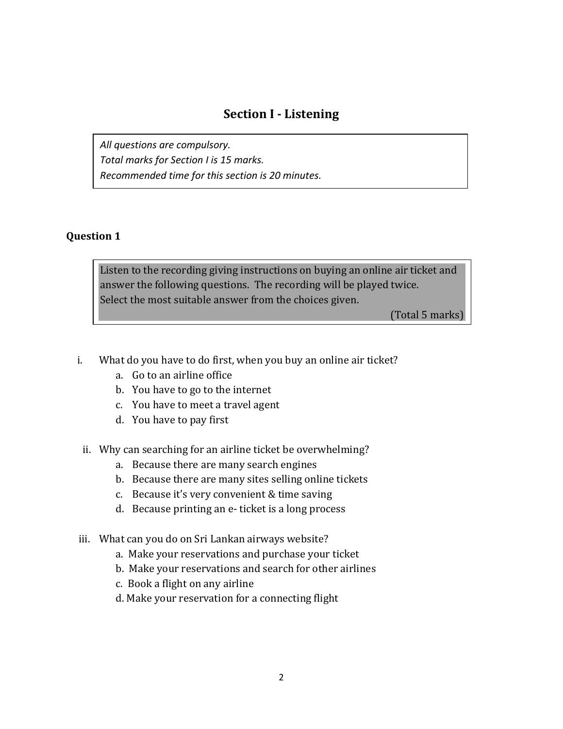# Section I - Listening

*All questions are compulsory.*
*Total marks for Section I is 15 marks.*
*Recommended time for this section is 20 minutes.*

### Question 1

Listen to the recording giving instructions on buying an online air ticket and answer the following questions. The recording will be played twice.
Select the most suitable answer from the choices given.

(Total 5 marks)

i. What do you have to do first, when you buy an online air ticket?
   a. Go to an airline office
   b. You have to go to the internet
   c. You have to meet a travel agent
   d. You have to pay first

ii. Why can searching for an airline ticket be overwhelming?
   a. Because there are many search engines
   b. Because there are many sites selling online tickets
   c. Because it's very convenient & time saving
   d. Because printing an e- ticket is a long process

iii. What can you do on Sri Lankan airways website?
   a. Make your reservations and purchase your ticket
   b. Make your reservations and search for other airlines
   c. Book a flight on any airline
   d. Make your reservation for a connecting flight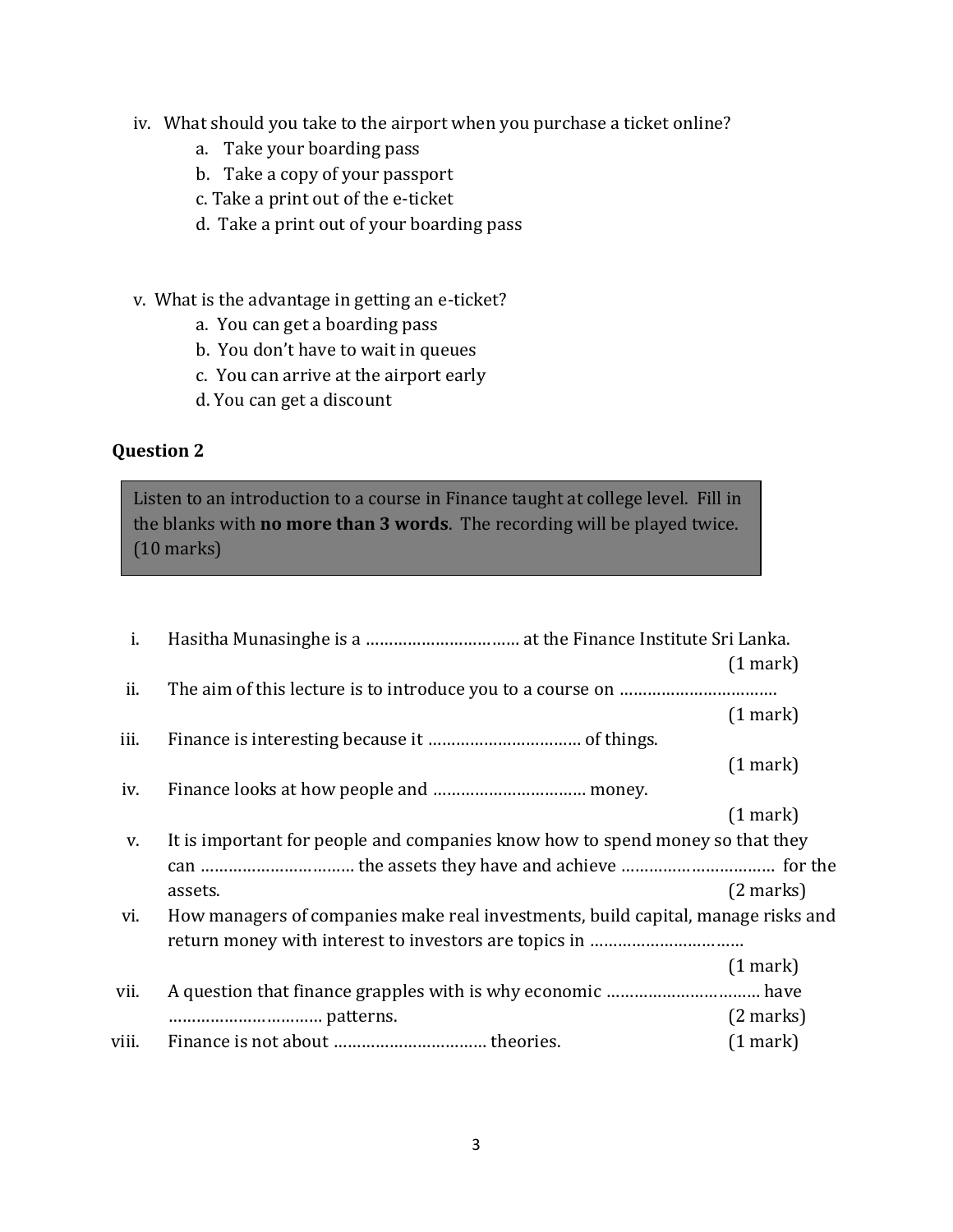iv. What should you take to the airport when you purchase a ticket online?

   a. Take your boarding pass
   b. Take a copy of your passport
   c. Take a print out of the e-ticket
   d. Take a print out of your boarding pass

v. What is the advantage in getting an e-ticket?

   a. You can get a boarding pass
   b. You don't have to wait in queues
   c. You can arrive at the airport early
   d. You can get a discount

**Question 2**

Listen to an introduction to a course in Finance taught at college level. Fill in the blanks with **no more than 3 words**. The recording will be played twice. (10 marks)

i. Hasitha Munasinghe is a …………………………… at the Finance Institute Sri Lanka. (1 mark)

ii. The aim of this lecture is to introduce you to a course on …………………………… (1 mark)

iii. Finance is interesting because it …………………………… of things. (1 mark)

iv. Finance looks at how people and …………………………… money. (1 mark)

v. It is important for people and companies know how to spend money so that they can …………………………… the assets they have and achieve …………………………… for the assets. (2 marks)

vi. How managers of companies make real investments, build capital, manage risks and return money with interest to investors are topics in …………………………… (1 mark)

vii. A question that finance grapples with is why economic …………………………… have …………………………… patterns. (2 marks)

viii. Finance is not about …………………………… theories. (1 mark)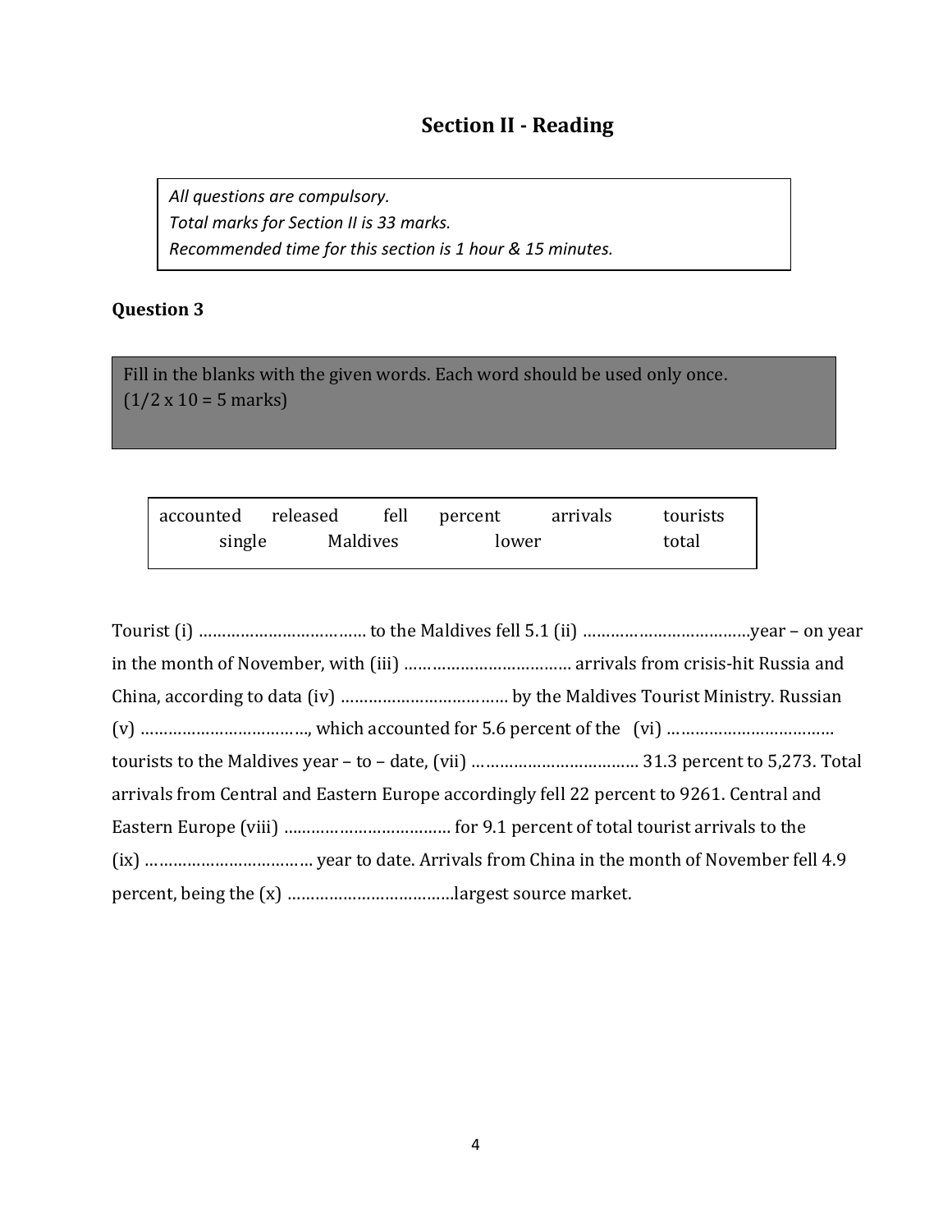## Section II - Reading

*All questions are compulsory.*
*Total marks for Section II is 33 marks.*
*Recommended time for this section is 1 hour & 15 minutes.*

### Question 3

Fill in the blanks with the given words. Each word should be used only once.
(1/2 x 10 = 5 marks)

| accounted | released | fell | percent | arrivals | tourists |
|---|---|---|---|---|---|
| single | Maldives | lower | total | | |

Tourist (i) ……………………………… to the Maldives fell 5.1 (ii) ………………………………year – on year in the month of November, with (iii) ……………………………… arrivals from crisis-hit Russia and China, according to data (iv) ……………………………… by the Maldives Tourist Ministry. Russian (v) ………………………………, which accounted for 5.6 percent of the (vi) ……………………………… tourists to the Maldives year – to – date, (vii) ……………………………… 31.3 percent to 5,273. Total arrivals from Central and Eastern Europe accordingly fell 22 percent to 9261. Central and Eastern Europe (viii) ……………………………… for 9.1 percent of total tourist arrivals to the (ix) ……………………………… year to date. Arrivals from China in the month of November fell 4.9 percent, being the (x) ………………………………largest source market.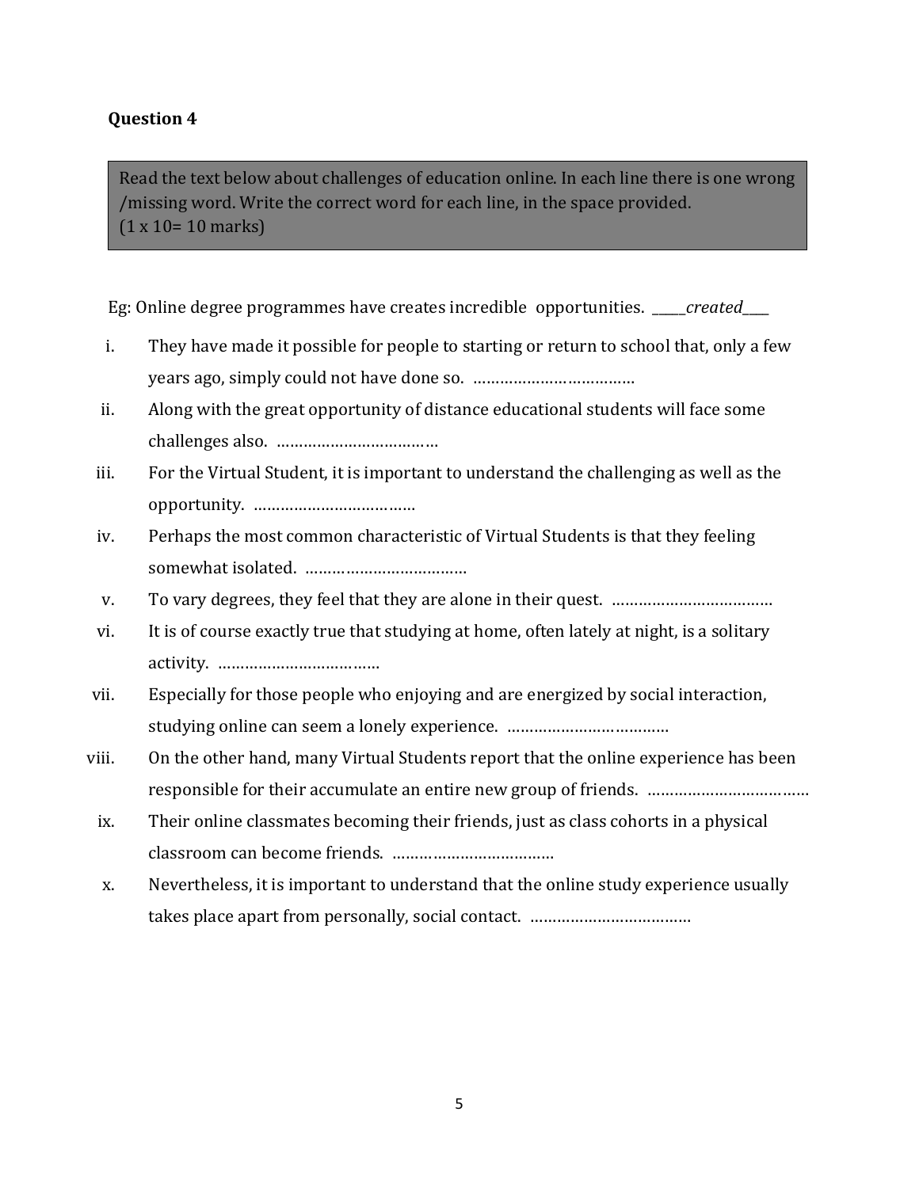**Question 4**

Read the text below about challenges of education online. In each line there is one wrong /missing word. Write the correct word for each line, in the space provided.
(1 x 10= 10 marks)

Eg: Online degree programmes have creates incredible opportunities. _____*created*____

i. They have made it possible for people to starting or return to school that, only a few years ago, simply could not have done so. ………………………………

ii. Along with the great opportunity of distance educational students will face some challenges also. ………………………………

iii. For the Virtual Student, it is important to understand the challenging as well as the opportunity. ………………………………

iv. Perhaps the most common characteristic of Virtual Students is that they feeling somewhat isolated. ………………………………

v. To vary degrees, they feel that they are alone in their quest. ………………………………

vi. It is of course exactly true that studying at home, often lately at night, is a solitary activity. ………………………………

vii. Especially for those people who enjoying and are energized by social interaction, studying online can seem a lonely experience. ………………………………

viii. On the other hand, many Virtual Students report that the online experience has been responsible for their accumulate an entire new group of friends. ………………………………

ix. Their online classmates becoming their friends, just as class cohorts in a physical classroom can become friends. ………………………………

x. Nevertheless, it is important to understand that the online study experience usually takes place apart from personally, social contact. ………………………………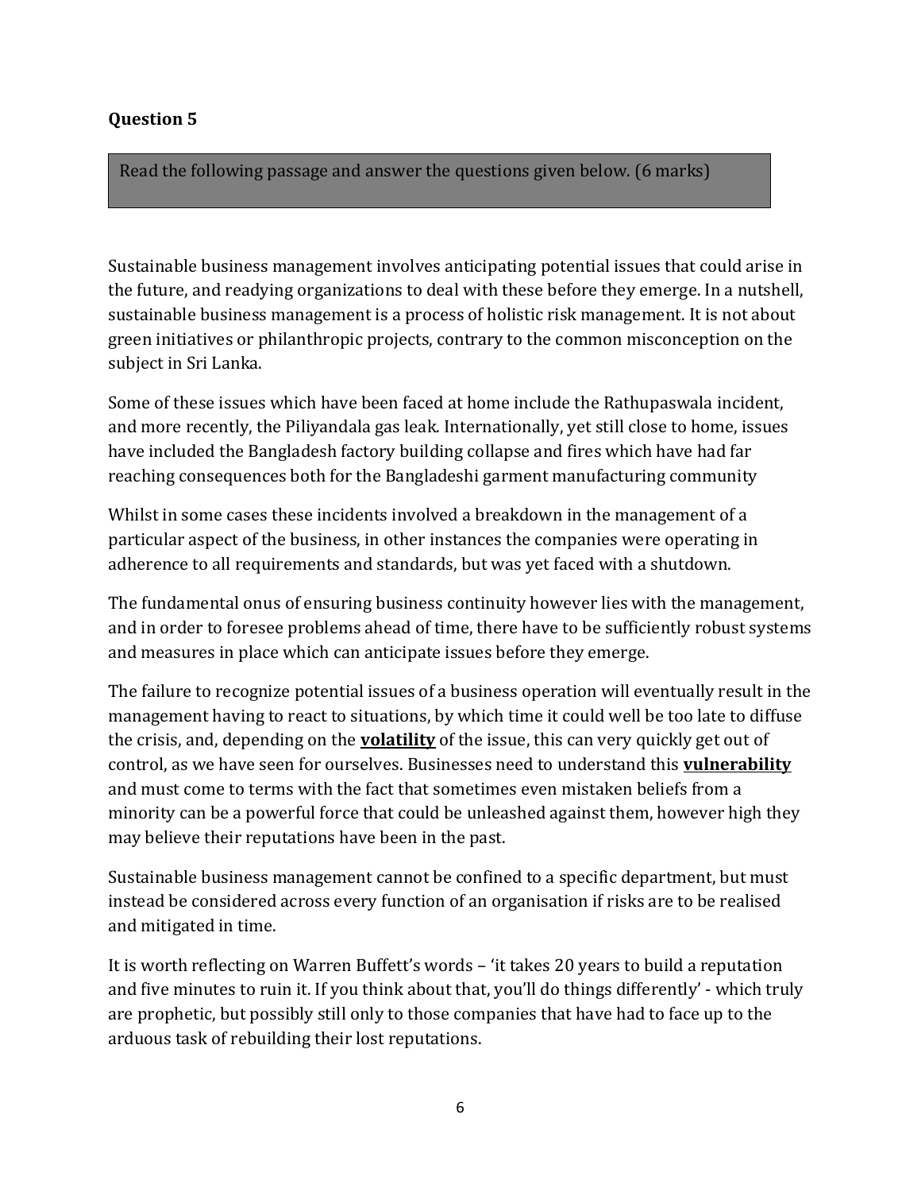**Question 5**

Read the following passage and answer the questions given below. (6 marks)

Sustainable business management involves anticipating potential issues that could arise in the future, and readying organizations to deal with these before they emerge. In a nutshell, sustainable business management is a process of holistic risk management. It is not about green initiatives or philanthropic projects, contrary to the common misconception on the subject in Sri Lanka.

Some of these issues which have been faced at home include the Rathupaswala incident, and more recently, the Piliyandala gas leak. Internationally, yet still close to home, issues have included the Bangladesh factory building collapse and fires which have had far reaching consequences both for the Bangladeshi garment manufacturing community

Whilst in some cases these incidents involved a breakdown in the management of a particular aspect of the business, in other instances the companies were operating in adherence to all requirements and standards, but was yet faced with a shutdown.

The fundamental onus of ensuring business continuity however lies with the management, and in order to foresee problems ahead of time, there have to be sufficiently robust systems and measures in place which can anticipate issues before they emerge.

The failure to recognize potential issues of a business operation will eventually result in the management having to react to situations, by which time it could well be too late to diffuse the crisis, and, depending on the **volatility** of the issue, this can very quickly get out of control, as we have seen for ourselves. Businesses need to understand this **vulnerability** and must come to terms with the fact that sometimes even mistaken beliefs from a minority can be a powerful force that could be unleashed against them, however high they may believe their reputations have been in the past.

Sustainable business management cannot be confined to a specific department, but must instead be considered across every function of an organisation if risks are to be realised and mitigated in time.

It is worth reflecting on Warren Buffett's words – 'it takes 20 years to build a reputation and five minutes to ruin it. If you think about that, you'll do things differently' - which truly are prophetic, but possibly still only to those companies that have had to face up to the arduous task of rebuilding their lost reputations.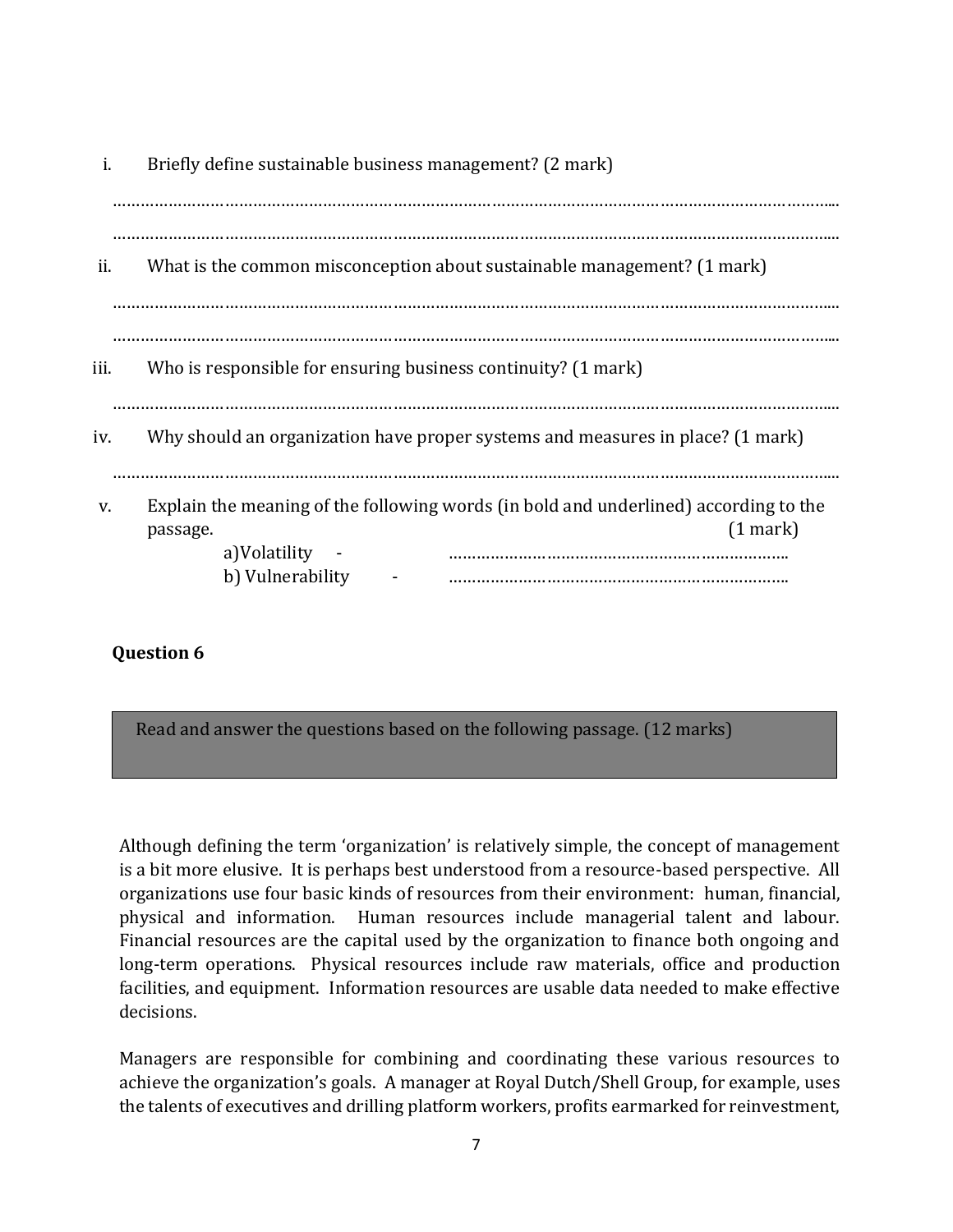i. Briefly define sustainable business management? (2 mark)

…………………………………………………………………………………………………………………………………

…………………………………………………………………………………………………………………………………

ii. What is the common misconception about sustainable management? (1 mark)

…………………………………………………………………………………………………………………………………

…………………………………………………………………………………………………………………………………

iii. Who is responsible for ensuring business continuity? (1 mark)

…………………………………………………………………………………………………………………………………

iv. Why should an organization have proper systems and measures in place? (1 mark)

…………………………………………………………………………………………………………………………………

v. Explain the meaning of the following words (in bold and underlined) according to the passage. (1 mark)

a) Volatility - ……………………………………………………………….

b) Vulnerability - ……………………………………………………………….

**Question 6**

Read and answer the questions based on the following passage. (12 marks)

Although defining the term 'organization' is relatively simple, the concept of management is a bit more elusive. It is perhaps best understood from a resource-based perspective. All organizations use four basic kinds of resources from their environment: human, financial, physical and information. Human resources include managerial talent and labour. Financial resources are the capital used by the organization to finance both ongoing and long-term operations. Physical resources include raw materials, office and production facilities, and equipment. Information resources are usable data needed to make effective decisions.

Managers are responsible for combining and coordinating these various resources to achieve the organization's goals. A manager at Royal Dutch/Shell Group, for example, uses the talents of executives and drilling platform workers, profits earmarked for reinvestment,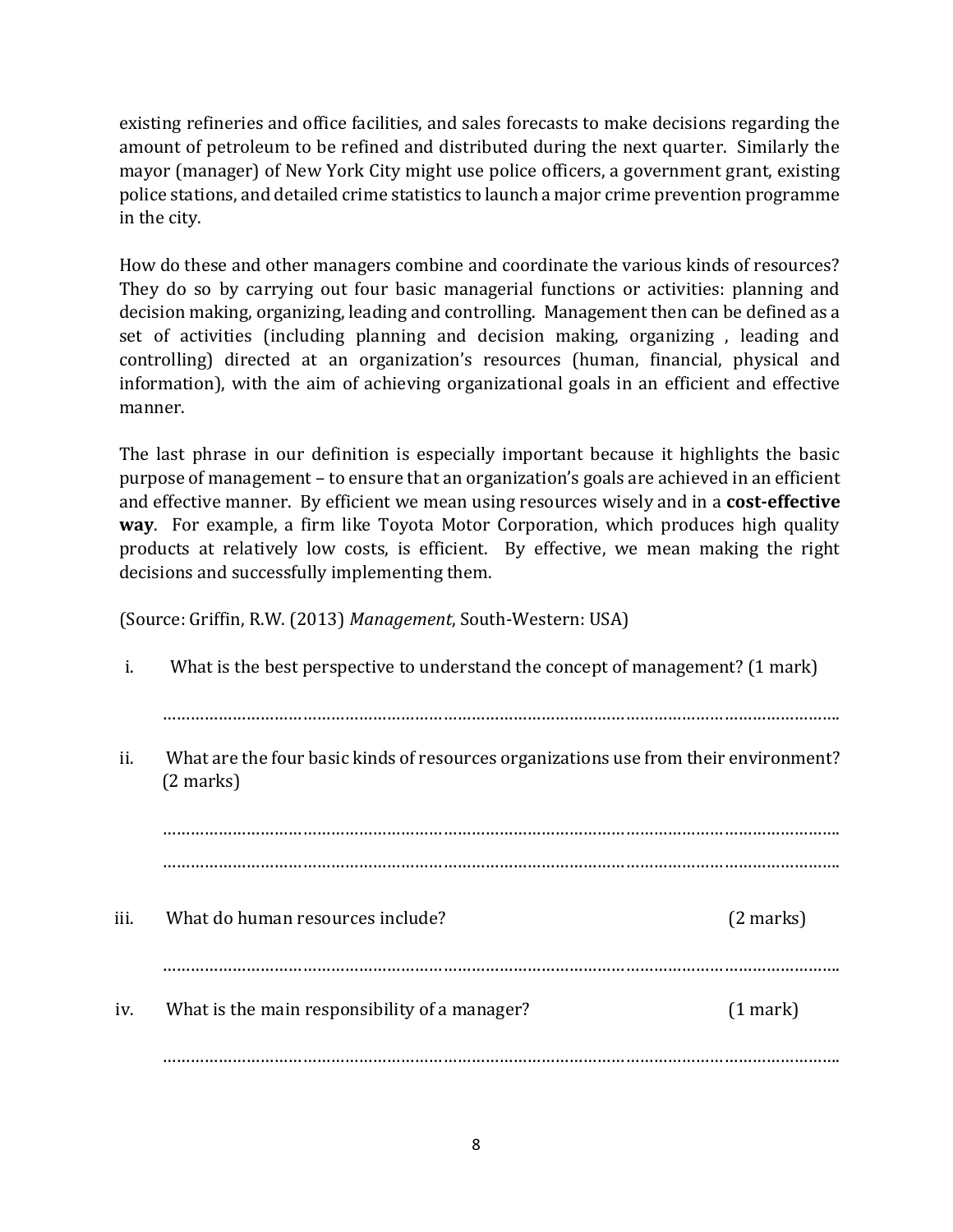existing refineries and office facilities, and sales forecasts to make decisions regarding the amount of petroleum to be refined and distributed during the next quarter. Similarly the mayor (manager) of New York City might use police officers, a government grant, existing police stations, and detailed crime statistics to launch a major crime prevention programme in the city.

How do these and other managers combine and coordinate the various kinds of resources? They do so by carrying out four basic managerial functions or activities: planning and decision making, organizing, leading and controlling. Management then can be defined as a set of activities (including planning and decision making, organizing , leading and controlling) directed at an organization's resources (human, financial, physical and information), with the aim of achieving organizational goals in an efficient and effective manner.

The last phrase in our definition is especially important because it highlights the basic purpose of management – to ensure that an organization's goals are achieved in an efficient and effective manner. By efficient we mean using resources wisely and in a **cost-effective way**. For example, a firm like Toyota Motor Corporation, which produces high quality products at relatively low costs, is efficient. By effective, we mean making the right decisions and successfully implementing them.

(Source: Griffin, R.W. (2013) *Management*, South-Western: USA)

i. What is the best perspective to understand the concept of management? (1 mark)

………………………………………………………………………………………………………………………

ii. What are the four basic kinds of resources organizations use from their environment? (2 marks)

………………………………………………………………………………………………………………………

………………………………………………………………………………………………………………………

iii. What do human resources include? (2 marks)

………………………………………………………………………………………………………………………

iv. What is the main responsibility of a manager? (1 mark)

………………………………………………………………………………………………………………………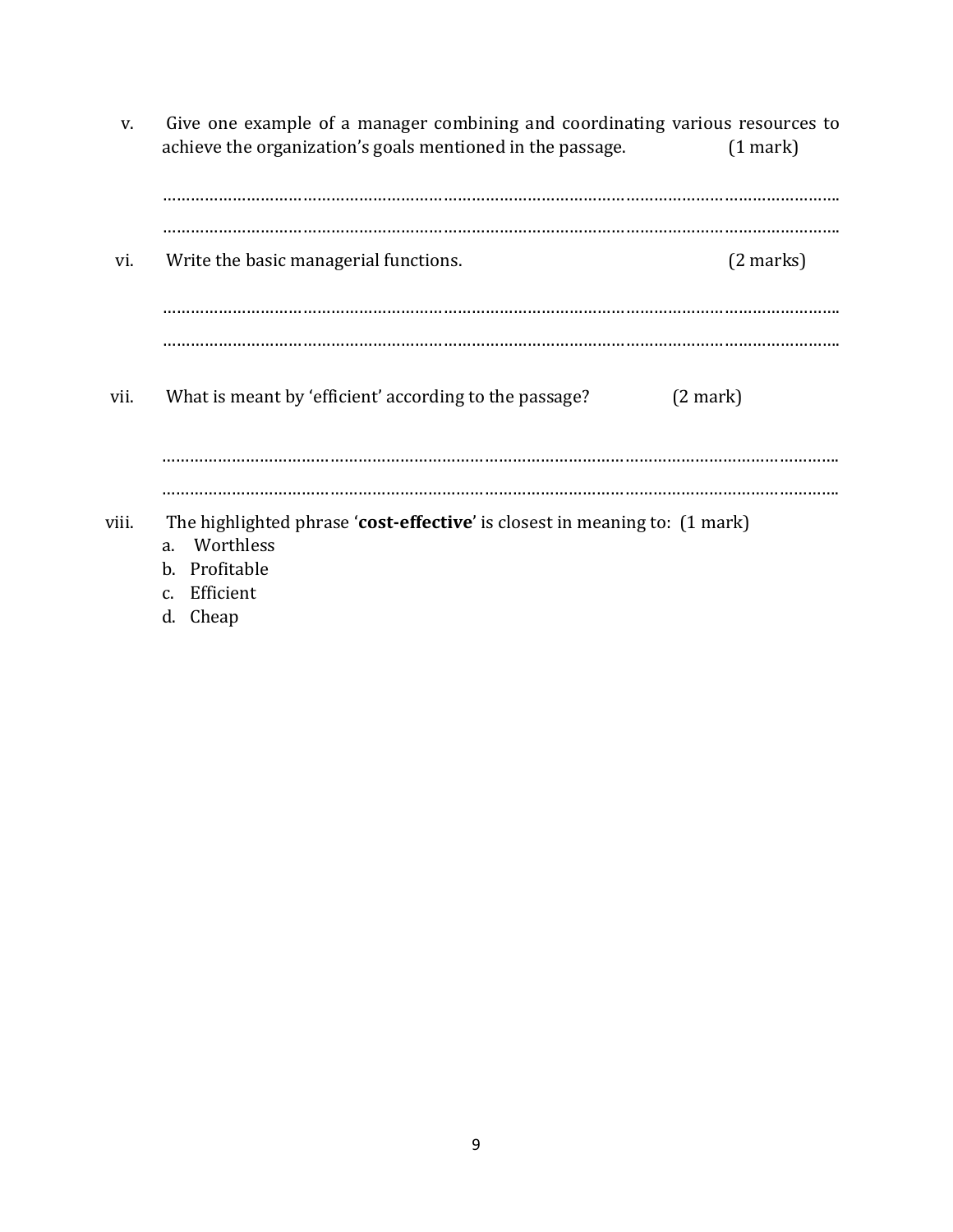v. Give one example of a manager combining and coordinating various resources to achieve the organization's goals mentioned in the passage. (1 mark)

……………………………………………………………………………………………………………………………

……………………………………………………………………………………………………………………………

vi. Write the basic managerial functions. (2 marks)

……………………………………………………………………………………………………………………………

……………………………………………………………………………………………………………………………

vii. What is meant by 'efficient' according to the passage? (2 mark)

……………………………………………………………………………………………………………………………

……………………………………………………………………………………………………………………………

viii. The highlighted phrase '**cost-effective**' is closest in meaning to: (1 mark)

a. Worthless
b. Profitable
c. Efficient
d. Cheap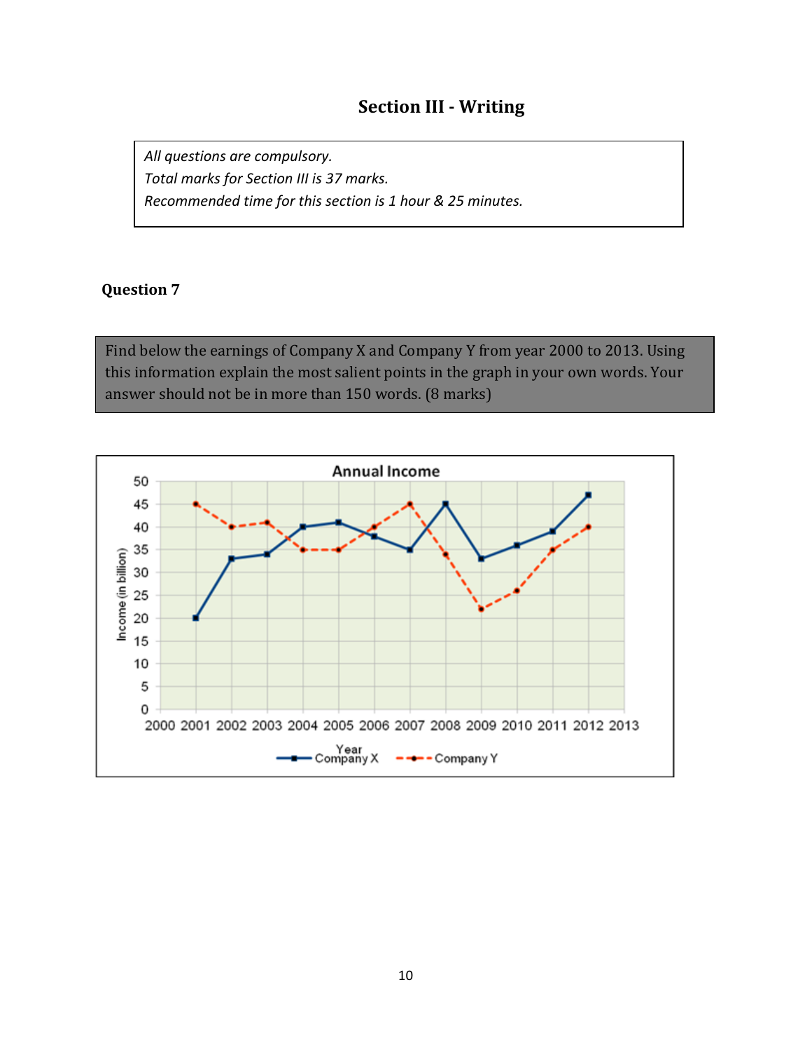## Section III - Writing

*All questions are compulsory.*
*Total marks for Section III is 37 marks.*
*Recommended time for this section is 1 hour & 25 minutes.*

### Question 7

Find below the earnings of Company X and Company Y from year 2000 to 2013. Using this information explain the most salient points in the graph in your own words. Your answer should not be in more than 150 words. (8 marks)

**Annual Income**

| Year | Company X (Income in billion) | Company Y (Income in billion) |
|---|---|---|
| 2001 | 20 | 45 |
| 2002 | 33 | 40 |
| 2003 | 34 | 41 |
| 2004 | 40 | 35 |
| 2005 | 41 | 35 |
| 2006 | 38 | 40 |
| 2007 | 35 | 45 |
| 2008 | 45 | 34 |
| 2009 | 33 | 22 |
| 2010 | 36 | 26 |
| 2011 | 39 | 35 |
| 2012 | 47 | 40 |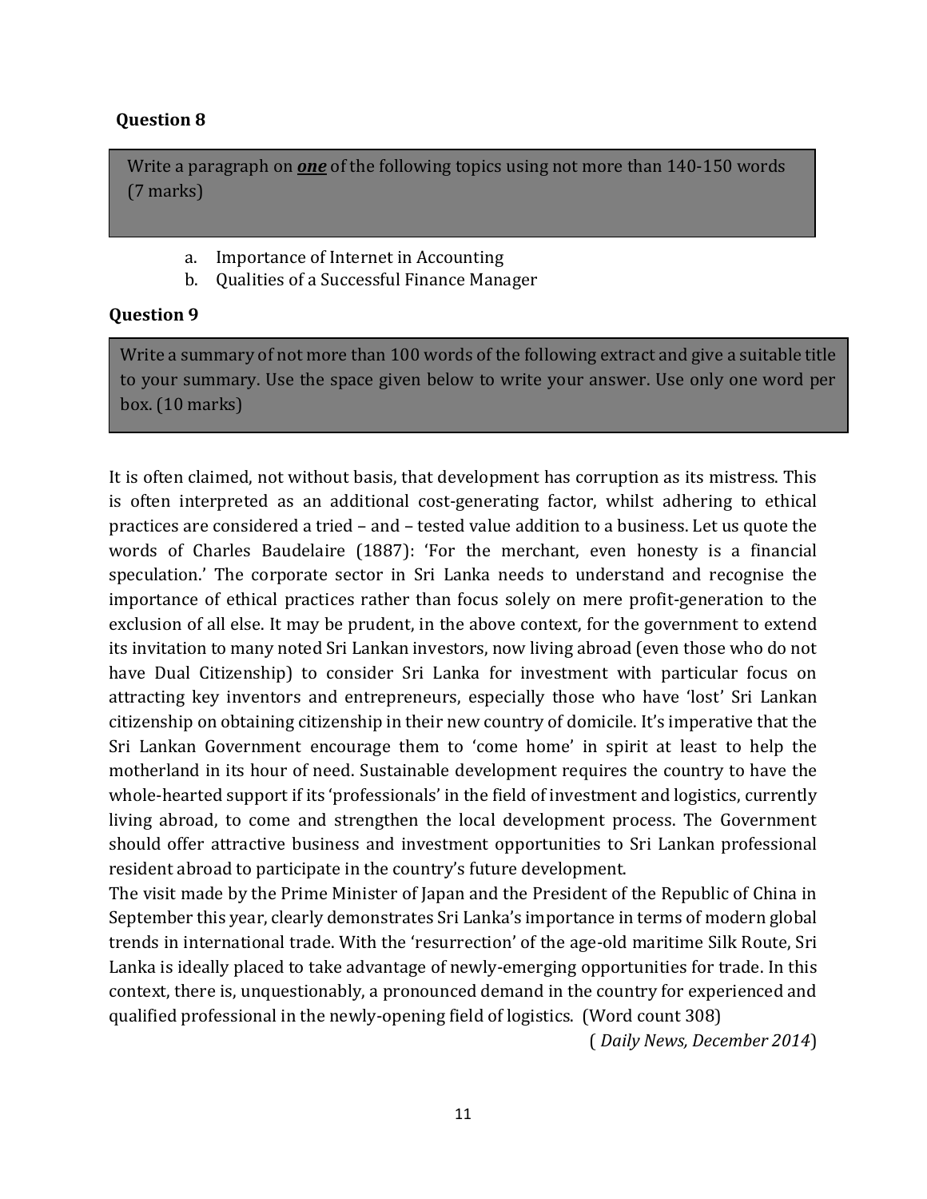**Question 8**

Write a paragraph on ***one*** of the following topics using not more than 140-150 words (7 marks)

a. Importance of Internet in Accounting
b. Qualities of a Successful Finance Manager

**Question 9**

Write a summary of not more than 100 words of the following extract and give a suitable title to your summary. Use the space given below to write your answer. Use only one word per box. (10 marks)

It is often claimed, not without basis, that development has corruption as its mistress. This is often interpreted as an additional cost-generating factor, whilst adhering to ethical practices are considered a tried – and – tested value addition to a business. Let us quote the words of Charles Baudelaire (1887): 'For the merchant, even honesty is a financial speculation.' The corporate sector in Sri Lanka needs to understand and recognise the importance of ethical practices rather than focus solely on mere profit-generation to the exclusion of all else. It may be prudent, in the above context, for the government to extend its invitation to many noted Sri Lankan investors, now living abroad (even those who do not have Dual Citizenship) to consider Sri Lanka for investment with particular focus on attracting key inventors and entrepreneurs, especially those who have 'lost' Sri Lankan citizenship on obtaining citizenship in their new country of domicile. It's imperative that the Sri Lankan Government encourage them to 'come home' in spirit at least to help the motherland in its hour of need. Sustainable development requires the country to have the whole-hearted support if its 'professionals' in the field of investment and logistics, currently living abroad, to come and strengthen the local development process. The Government should offer attractive business and investment opportunities to Sri Lankan professional resident abroad to participate in the country's future development.
The visit made by the Prime Minister of Japan and the President of the Republic of China in September this year, clearly demonstrates Sri Lanka's importance in terms of modern global trends in international trade. With the 'resurrection' of the age-old maritime Silk Route, Sri Lanka is ideally placed to take advantage of newly-emerging opportunities for trade. In this context, there is, unquestionably, a pronounced demand in the country for experienced and qualified professional in the newly-opening field of logistics. (Word count 308)

( *Daily News, December 2014*)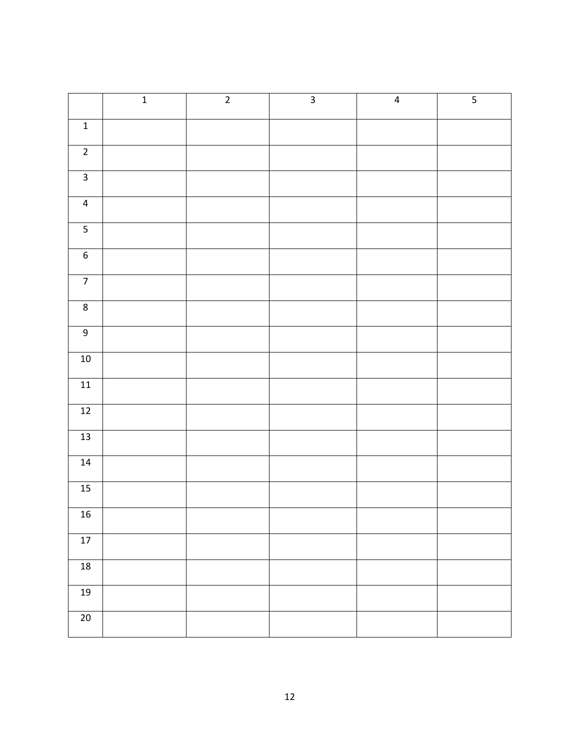| | 1 | 2 | 3 | 4 | 5 |
|---|---|---|---|---|---|
| 1 | | | | | |
| 2 | | | | | |
| 3 | | | | | |
| 4 | | | | | |
| 5 | | | | | |
| 6 | | | | | |
| 7 | | | | | |
| 8 | | | | | |
| 9 | | | | | |
| 10 | | | | | |
| 11 | | | | | |
| 12 | | | | | |
| 13 | | | | | |
| 14 | | | | | |
| 15 | | | | | |
| 16 | | | | | |
| 17 | | | | | |
| 18 | | | | | |
| 19 | | | | | |
| 20 | | | | | |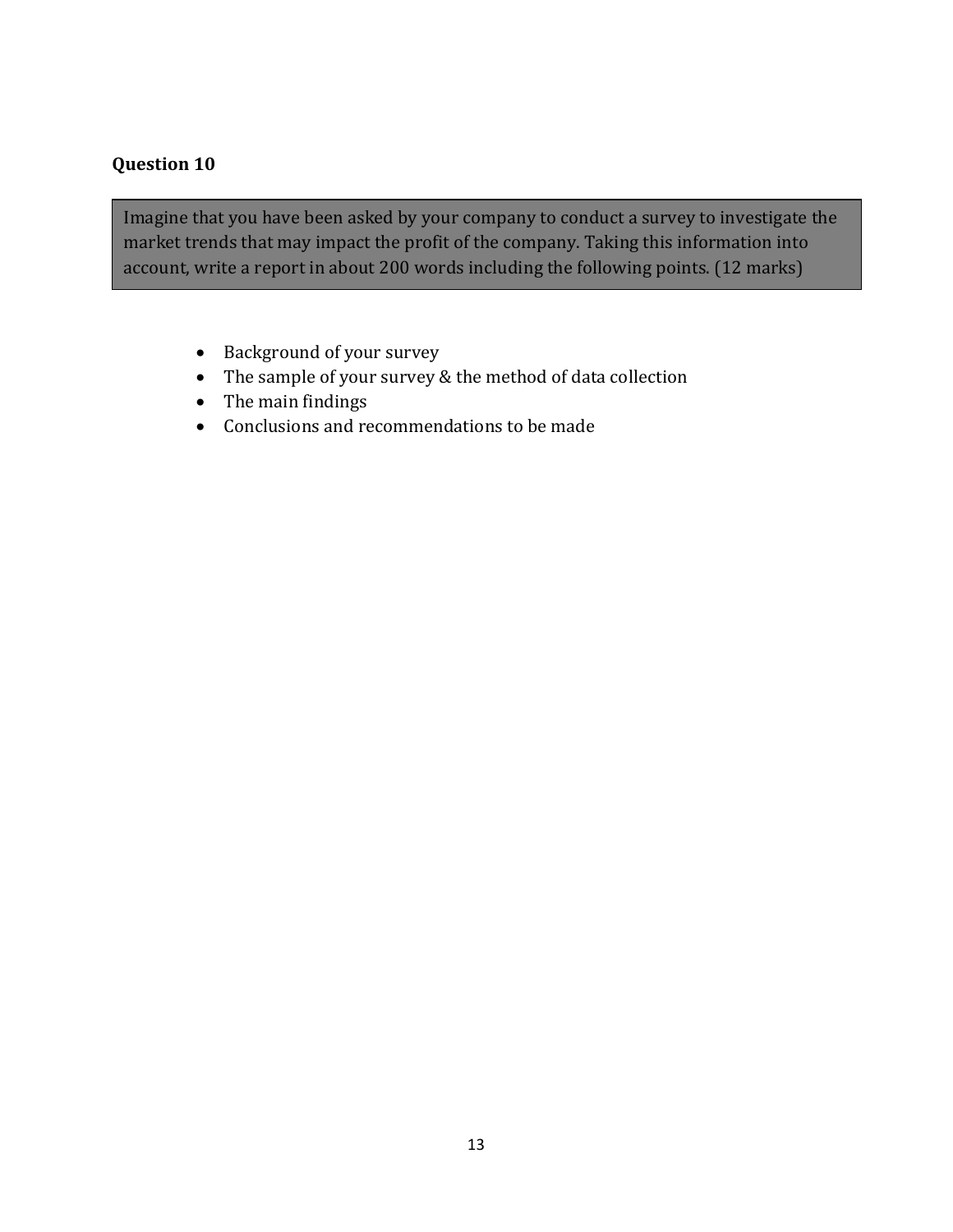**Question 10**

Imagine that you have been asked by your company to conduct a survey to investigate the market trends that may impact the profit of the company. Taking this information into account, write a report in about 200 words including the following points. (12 marks)

- Background of your survey
- The sample of your survey & the method of data collection
- The main findings
- Conclusions and recommendations to be made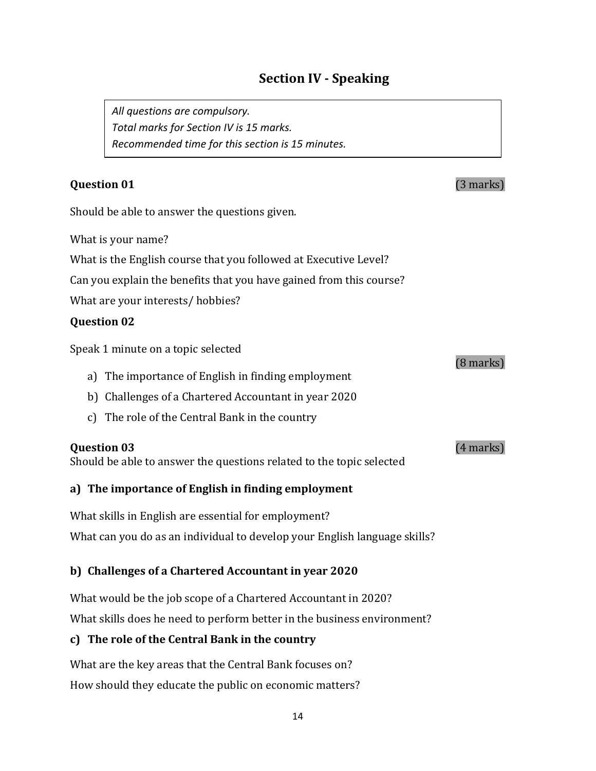## Section IV - Speaking

*All questions are compulsory.*
*Total marks for Section IV is 15 marks.*
*Recommended time for this section is 15 minutes.*

**Question 01** (3 marks)

Should be able to answer the questions given.

What is your name?

What is the English course that you followed at Executive Level?

Can you explain the benefits that you have gained from this course?

What are your interests/ hobbies?

**Question 02** (8 marks)

Speak 1 minute on a topic selected

a) The importance of English in finding employment
b) Challenges of a Chartered Accountant in year 2020
c) The role of the Central Bank in the country

**Question 03** (4 marks)

Should be able to answer the questions related to the topic selected

**a) The importance of English in finding employment**

What skills in English are essential for employment?

What can you do as an individual to develop your English language skills?

**b) Challenges of a Chartered Accountant in year 2020**

What would be the job scope of a Chartered Accountant in 2020?

What skills does he need to perform better in the business environment?

**c) The role of the Central Bank in the country**

What are the key areas that the Central Bank focuses on?

How should they educate the public on economic matters?